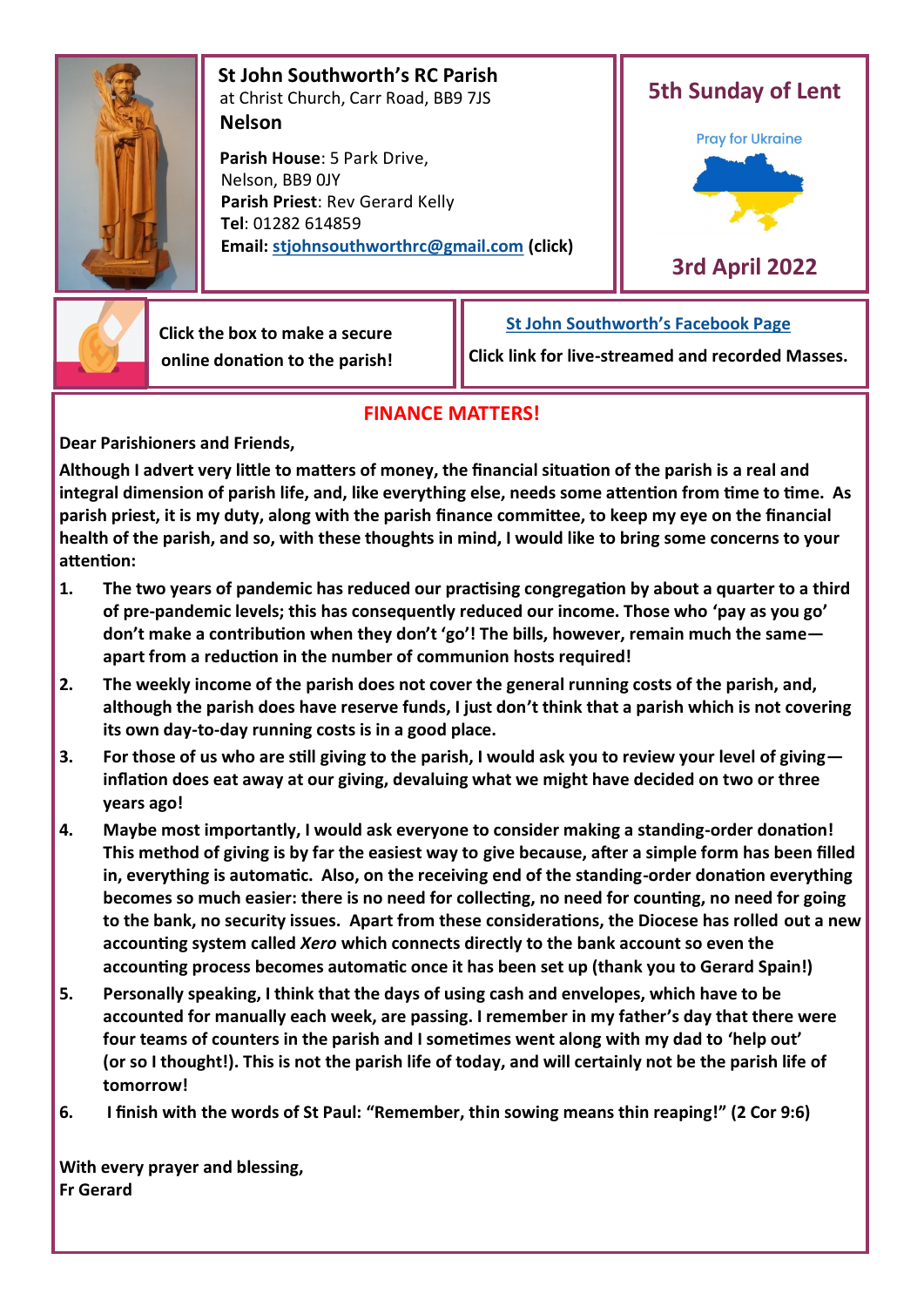**St John Southworth's RC Parish**
at Christ Church, Carr Road, BB9 7JS
**Nelson**

**Parish House**: 5 Park Drive,
Nelson, BB9 0JY
**Parish Priest**: Rev Gerard Kelly
**Tel**: 01282 614859
**Email: stjohnsouthworthrc@gmail.com (click)**

## 5th Sunday of Lent

Pray for Ukraine

## 3rd April 2022

**Click the box to make a secure online donation to the parish!**

**St John Southworth's Facebook Page**
**Click link for live-streamed and recorded Masses.**

## FINANCE MATTERS!

**Dear Parishioners and Friends,**

**Although I advert very little to matters of money, the financial situation of the parish is a real and integral dimension of parish life, and, like everything else, needs some attention from time to time. As parish priest, it is my duty, along with the parish finance committee, to keep my eye on the financial health of the parish, and so, with these thoughts in mind, I would like to bring some concerns to your attention:**

1. **The two years of pandemic has reduced our practising congregation by about a quarter to a third of pre-pandemic levels; this has consequently reduced our income. Those who 'pay as you go' don't make a contribution when they don't 'go'! The bills, however, remain much the same—apart from a reduction in the number of communion hosts required!**
2. **The weekly income of the parish does not cover the general running costs of the parish, and, although the parish does have reserve funds, I just don't think that a parish which is not covering its own day-to-day running costs is in a good place.**
3. **For those of us who are still giving to the parish, I would ask you to review your level of giving—inflation does eat away at our giving, devaluing what we might have decided on two or three years ago!**
4. **Maybe most importantly, I would ask everyone to consider making a standing-order donation! This method of giving is by far the easiest way to give because, after a simple form has been filled in, everything is automatic. Also, on the receiving end of the standing-order donation everything becomes so much easier: there is no need for collecting, no need for counting, no need for going to the bank, no security issues. Apart from these considerations, the Diocese has rolled out a new accounting system called *Xero* which connects directly to the bank account so even the accounting process becomes automatic once it has been set up (thank you to Gerard Spain!)**
5. **Personally speaking, I think that the days of using cash and envelopes, which have to be accounted for manually each week, are passing. I remember in my father's day that there were four teams of counters in the parish and I sometimes went along with my dad to 'help out' (or so I thought!). This is not the parish life of today, and will certainly not be the parish life of tomorrow!**
6. **I finish with the words of St Paul: "Remember, thin sowing means thin reaping!" (2 Cor 9:6)**

**With every prayer and blessing,**
**Fr Gerard**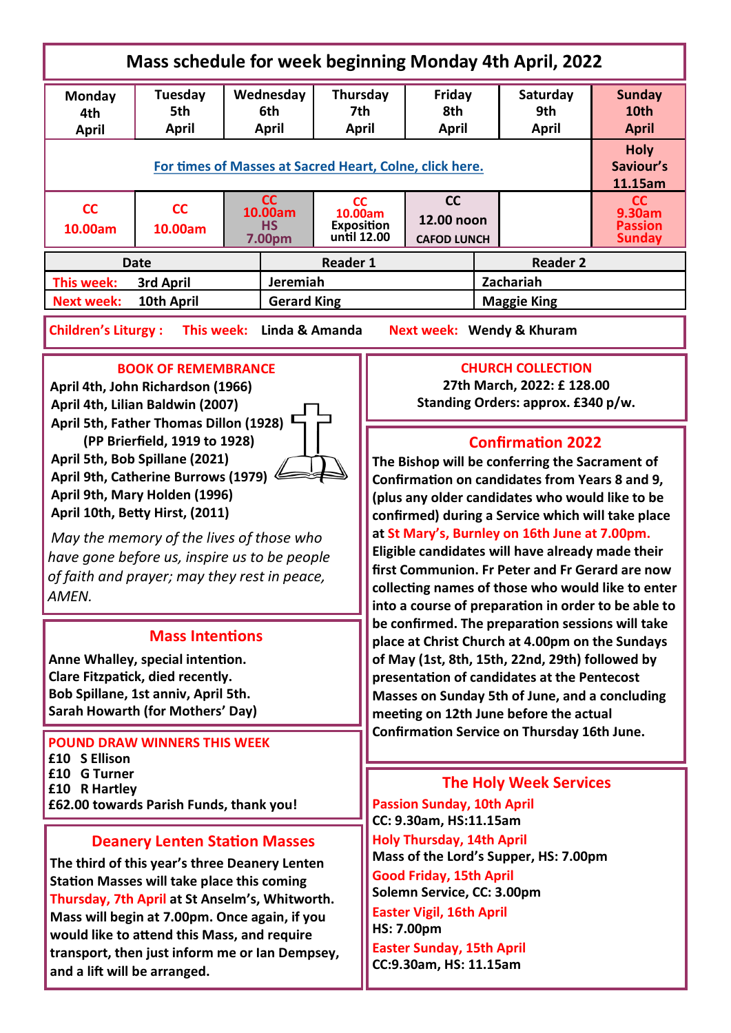# Mass schedule for week beginning Monday 4th April, 2022

| Monday 4th April | Tuesday 5th April | Wednesday 6th April | Thursday 7th April | Friday 8th April | Saturday 9th April | Sunday 10th April |
|---|---|---|---|---|---|---|
| For times of Masses at Sacred Heart, Colne, click here. | | | | | | Holy Saviour's 11.15am |
| CC 10.00am | CC 10.00am | CC 10.00am HS 7.00pm | CC 10.00am Exposition until 12.00 | CC 12.00 noon CAFOD LUNCH | | CC 9.30am Passion Sunday |

| Date | Reader 1 | Reader 2 |
|---|---|---|
| This week: 3rd April | Jeremiah | Zachariah |
| Next week: 10th April | Gerard King | Maggie King |

**Children's Liturgy :** This week: **Linda & Amanda** Next week: **Wendy & Khuram**

## BOOK OF REMEMBRANCE

April 4th, John Richardson (1966)
April 4th, Lilian Baldwin (2007)
April 5th, Father Thomas Dillon (1928)
(PP Brierfield, 1919 to 1928)
April 5th, Bob Spillane (2021)
April 9th, Catherine Burrows (1979)
April 9th, Mary Holden (1996)
April 10th, Betty Hirst, (2011)

*May the memory of the lives of those who have gone before us, inspire us to be people of faith and prayer; may they rest in peace, AMEN.*

## Mass Intentions

Anne Whalley, special intention.
Clare Fitzpatick, died recently.
Bob Spillane, 1st anniv, April 5th.
Sarah Howarth (for Mothers' Day)

## POUND DRAW WINNERS THIS WEEK

£10 S Ellison
£10 G Turner
£10 R Hartley
£62.00 towards Parish Funds, thank you!

## Deanery Lenten Station Masses

The third of this year's three Deanery Lenten Station Masses will take place this coming **Thursday, 7th April** at St Anselm's, Whitworth. Mass will begin at 7.00pm. Once again, if you would like to attend this Mass, and require transport, then just inform me or Ian Dempsey, and a lift will be arranged.

## CHURCH COLLECTION

27th March, 2022: £ 128.00
Standing Orders: approx. £340 p/w.

## Confirmation 2022

The Bishop will be conferring the Sacrament of Confirmation on candidates from Years 8 and 9, (plus any older candidates who would like to be confirmed) during a Service which will take place at **St Mary's, Burnley on 16th June at 7.00pm.** Eligible candidates will have already made their first Communion. Fr Peter and Fr Gerard are now collecting names of those who would like to enter into a course of preparation in order to be able to be confirmed. The preparation sessions will take place at Christ Church at 4.00pm on the Sundays of May (1st, 8th, 15th, 22nd, 29th) followed by presentation of candidates at the Pentecost Masses on Sunday 5th of June, and a concluding meeting on 12th June before the actual Confirmation Service on Thursday 16th June.

## The Holy Week Services

**Passion Sunday, 10th April**
CC: 9.30am, HS:11.15am

**Holy Thursday, 14th April**
Mass of the Lord's Supper, HS: 7.00pm

**Good Friday, 15th April**
Solemn Service, CC: 3.00pm

**Easter Vigil, 16th April**
HS: 7.00pm

**Easter Sunday, 15th April**
CC:9.30am, HS: 11.15am